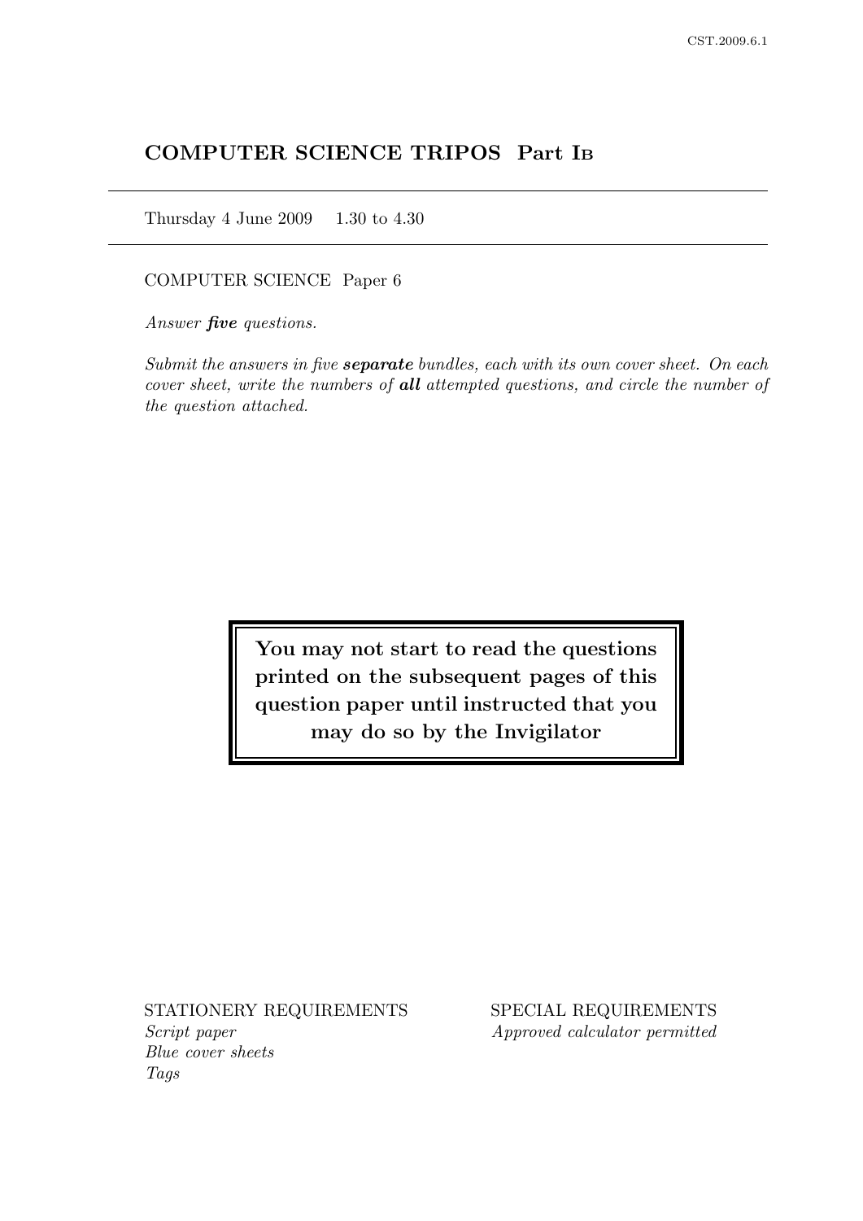# COMPUTER SCIENCE TRIPOS Part IB

Thursday 4 June 2009 1.30 to 4.30

COMPUTER SCIENCE Paper 6

*Answer **five** questions.*

*Submit the answers in five **separate** bundles, each with its own cover sheet. On each cover sheet, write the numbers of **all** attempted questions, and circle the number of the question attached.*

**You may not start to read the questions printed on the subsequent pages of this question paper until instructed that you may do so by the Invigilator**

STATIONERY REQUIREMENTS
*Script paper*
*Blue cover sheets*
*Tags*

SPECIAL REQUIREMENTS
*Approved calculator permitted*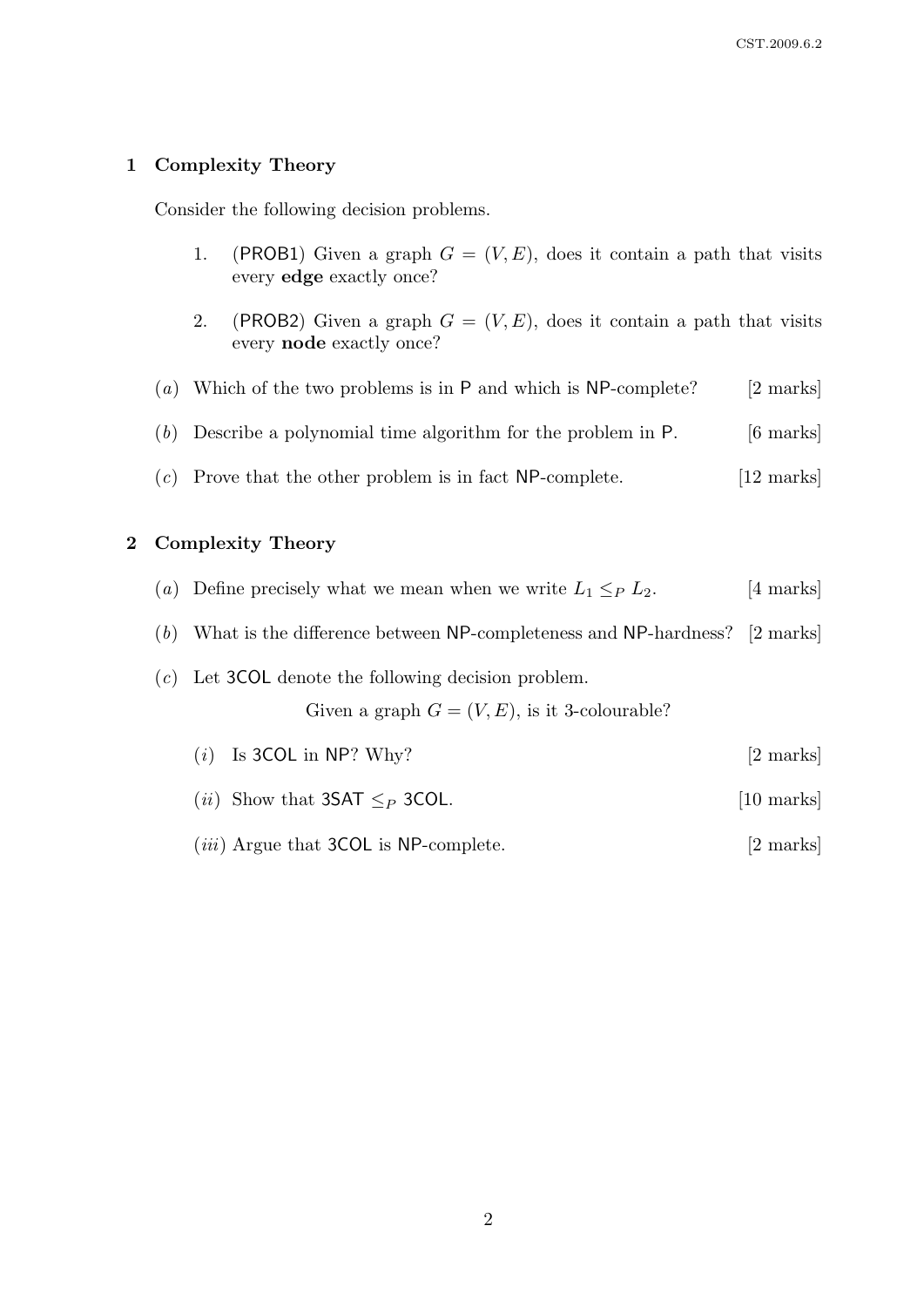## 1 Complexity Theory

Consider the following decision problems.

1. (PROB1) Given a graph $G = (V, E)$, does it contain a path that visits every **edge** exactly once?

2. (PROB2) Given a graph $G = (V, E)$, does it contain a path that visits every **node** exactly once?

(*a*) Which of the two problems is in P and which is NP-complete? [2 marks]

(*b*) Describe a polynomial time algorithm for the problem in P. [6 marks]

(*c*) Prove that the other problem is in fact NP-complete. [12 marks]

## 2 Complexity Theory

(*a*) Define precisely what we mean when we write $L_1 \leq_P L_2$. [4 marks]

(*b*) What is the difference between NP-completeness and NP-hardness? [2 marks]

(*c*) Let 3COL denote the following decision problem.

Given a graph $G = (V, E)$, is it 3-colourable?

(*i*) Is 3COL in NP? Why? [2 marks]

(*ii*) Show that 3SAT $\leq_P$ 3COL. [10 marks]

(*iii*) Argue that 3COL is NP-complete. [2 marks]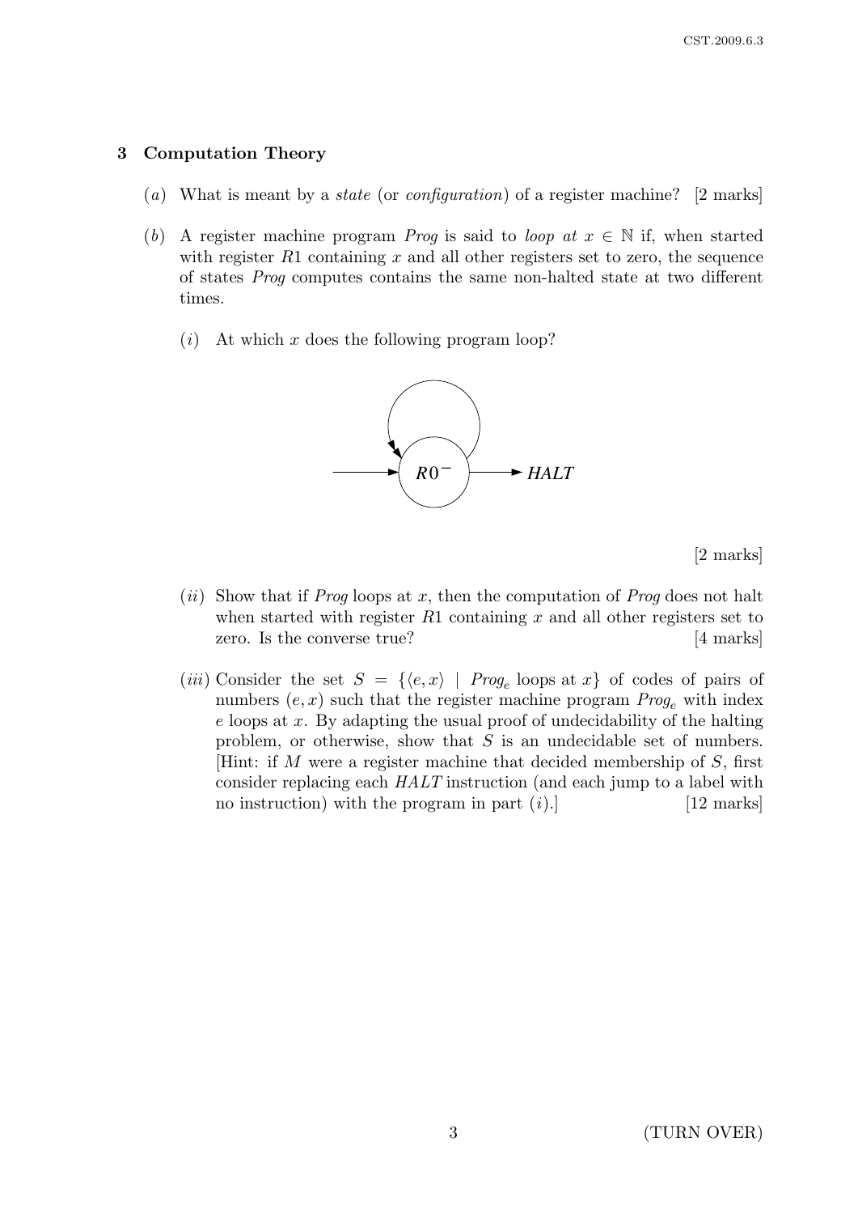## 3 Computation Theory

(*a*) What is meant by a *state* (or *configuration*) of a register machine? [2 marks]

(*b*) A register machine program *Prog* is said to *loop at* $x \in \mathbb{N}$ if, when started with register $R1$ containing $x$ and all other registers set to zero, the sequence of states *Prog* computes contains the same non-halted state at two different times.

(*i*) At which $x$ does the following program loop?

$R0^-$ → *HALT*

[2 marks]

(*ii*) Show that if *Prog* loops at $x$, then the computation of *Prog* does not halt when started with register $R1$ containing $x$ and all other registers set to zero. Is the converse true? [4 marks]

(*iii*) Consider the set $S = \{\langle e, x\rangle \mid Prog_e \text{ loops at } x\}$ of codes of pairs of numbers $(e, x)$ such that the register machine program $Prog_e$ with index $e$ loops at $x$. By adapting the usual proof of undecidability of the halting problem, or otherwise, show that $S$ is an undecidable set of numbers. [Hint: if $M$ were a register machine that decided membership of $S$, first consider replacing each *HALT* instruction (and each jump to a label with no instruction) with the program in part (*i*).] [12 marks]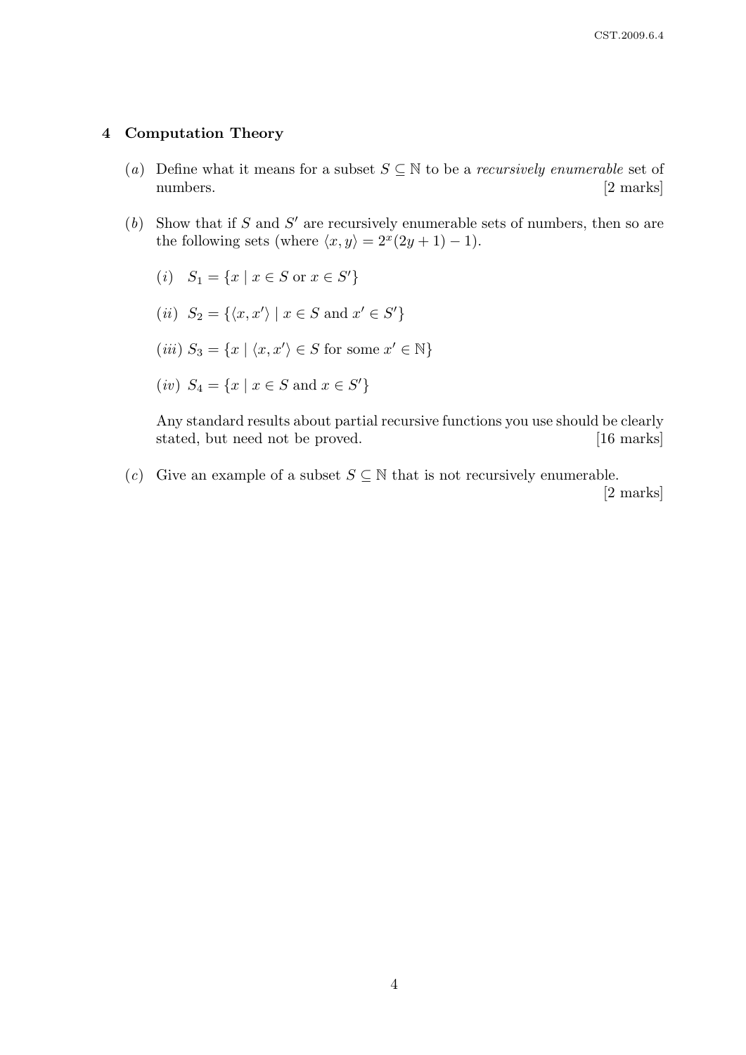## 4 Computation Theory

(*a*) Define what it means for a subset $S \subseteq \mathbb{N}$ to be a *recursively enumerable* set of numbers. [2 marks]

(*b*) Show that if $S$ and $S'$ are recursively enumerable sets of numbers, then so are the following sets (where $\langle x, y \rangle = 2^x(2y + 1) - 1$).

(*i*) $S_1 = \{x \mid x \in S \text{ or } x \in S'\}$

(*ii*) $S_2 = \{\langle x, x' \rangle \mid x \in S \text{ and } x' \in S'\}$

(*iii*) $S_3 = \{x \mid \langle x, x' \rangle \in S \text{ for some } x' \in \mathbb{N}\}$

(*iv*) $S_4 = \{x \mid x \in S \text{ and } x \in S'\}$

Any standard results about partial recursive functions you use should be clearly stated, but need not be proved. [16 marks]

(*c*) Give an example of a subset $S \subseteq \mathbb{N}$ that is not recursively enumerable. [2 marks]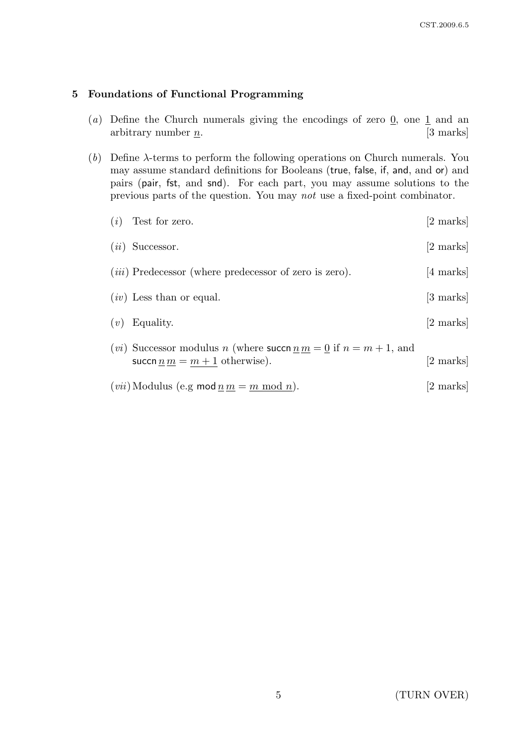## 5 Foundations of Functional Programming

(*a*) Define the Church numerals giving the encodings of zero $\underline{0}$, one $\underline{1}$ and an arbitrary number $\underline{n}$. [3 marks]

(*b*) Define $\lambda$-terms to perform the following operations on Church numerals. You may assume standard definitions for Booleans (true, false, if, and, and or) and pairs (pair, fst, and snd). For each part, you may assume solutions to the previous parts of the question. You may *not* use a fixed-point combinator.

(*i*) Test for zero. [2 marks]

(*ii*) Successor. [2 marks]

(*iii*) Predecessor (where predecessor of zero is zero). [4 marks]

(*iv*) Less than or equal. [3 marks]

(*v*) Equality. [2 marks]

(*vi*) Successor modulus $n$ (where $\mathsf{succn}\,\underline{n}\,\underline{m} = \underline{0}$ if $n = m + 1$, and $\mathsf{succn}\,\underline{n}\,\underline{m} = \underline{m+1}$ otherwise). [2 marks]

(*vii*) Modulus (e.g $\mathsf{mod}\,\underline{n}\,\underline{m} = \underline{m \bmod n}$). [2 marks]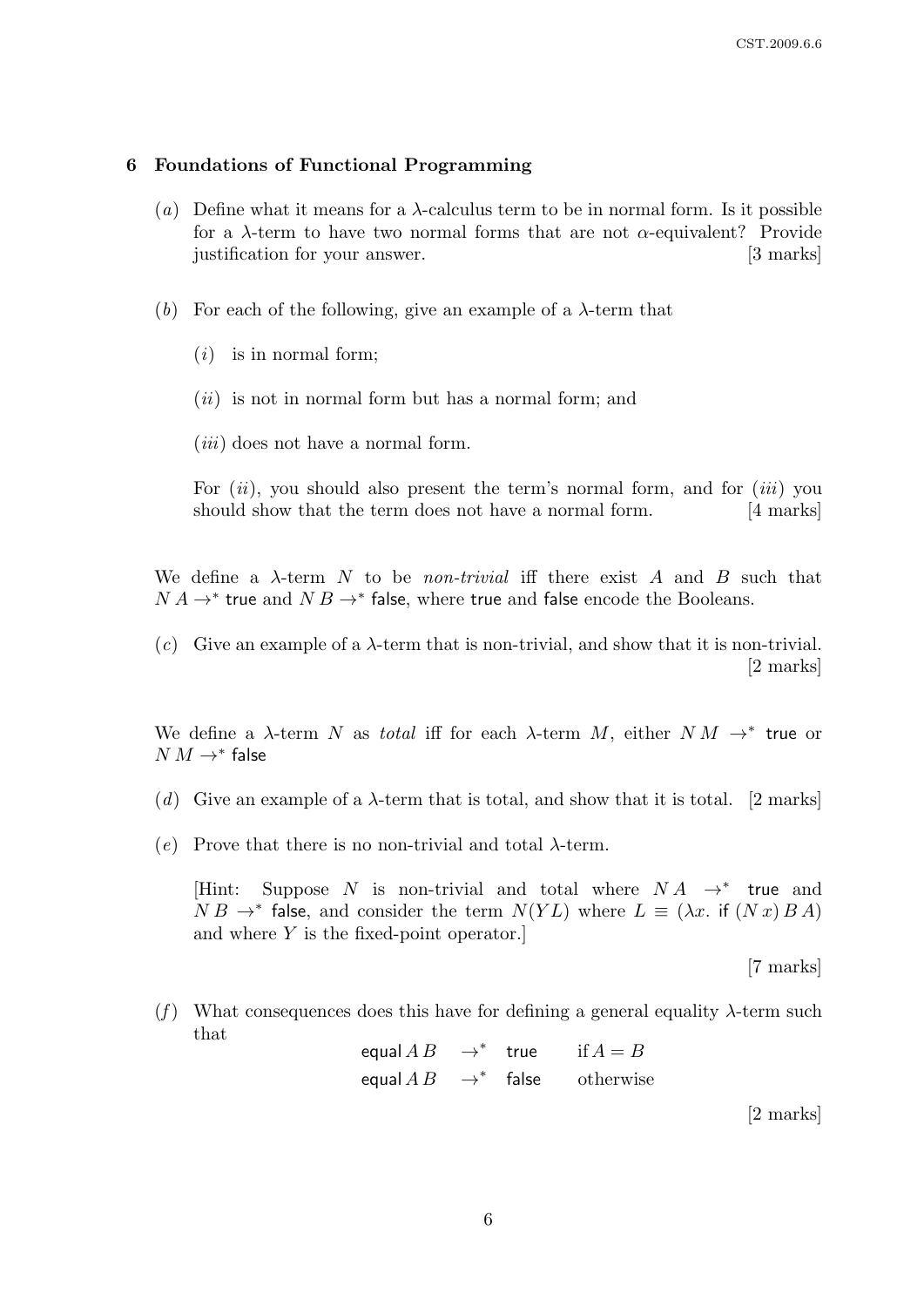## 6 Foundations of Functional Programming

(*a*) Define what it means for a $\lambda$-calculus term to be in normal form. Is it possible for a $\lambda$-term to have two normal forms that are not $\alpha$-equivalent? Provide justification for your answer. [3 marks]

(*b*) For each of the following, give an example of a $\lambda$-term that

(*i*) is in normal form;

(*ii*) is not in normal form but has a normal form; and

(*iii*) does not have a normal form.

For (*ii*), you should also present the term's normal form, and for (*iii*) you should show that the term does not have a normal form. [4 marks]

We define a $\lambda$-term $N$ to be *non-trivial* iff there exist $A$ and $B$ such that $N\,A \to^* \mathsf{true}$ and $N\,B \to^* \mathsf{false}$, where $\mathsf{true}$ and $\mathsf{false}$ encode the Booleans.

(*c*) Give an example of a $\lambda$-term that is non-trivial, and show that it is non-trivial. [2 marks]

We define a $\lambda$-term $N$ as *total* iff for each $\lambda$-term $M$, either $N\,M \to^* \mathsf{true}$ or $N\,M \to^* \mathsf{false}$

(*d*) Give an example of a $\lambda$-term that is total, and show that it is total. [2 marks]

(*e*) Prove that there is no non-trivial and total $\lambda$-term.

[Hint: Suppose $N$ is non-trivial and total where $N\,A \to^* \mathsf{true}$ and $N\,B \to^* \mathsf{false}$, and consider the term $N(Y L)$ where $L \equiv (\lambda x.\ \mathsf{if}\ (N\,x)\,B\,A)$ and where $Y$ is the fixed-point operator.]

[7 marks]

(*f*) What consequences does this have for defining a general equality $\lambda$-term such that

$$
\begin{array}{llll}
\mathsf{equal}\,A\,B & \to^* & \mathsf{true} & \text{if } A = B \\
\mathsf{equal}\,A\,B & \to^* & \mathsf{false} & \text{otherwise}
\end{array}
$$

[2 marks]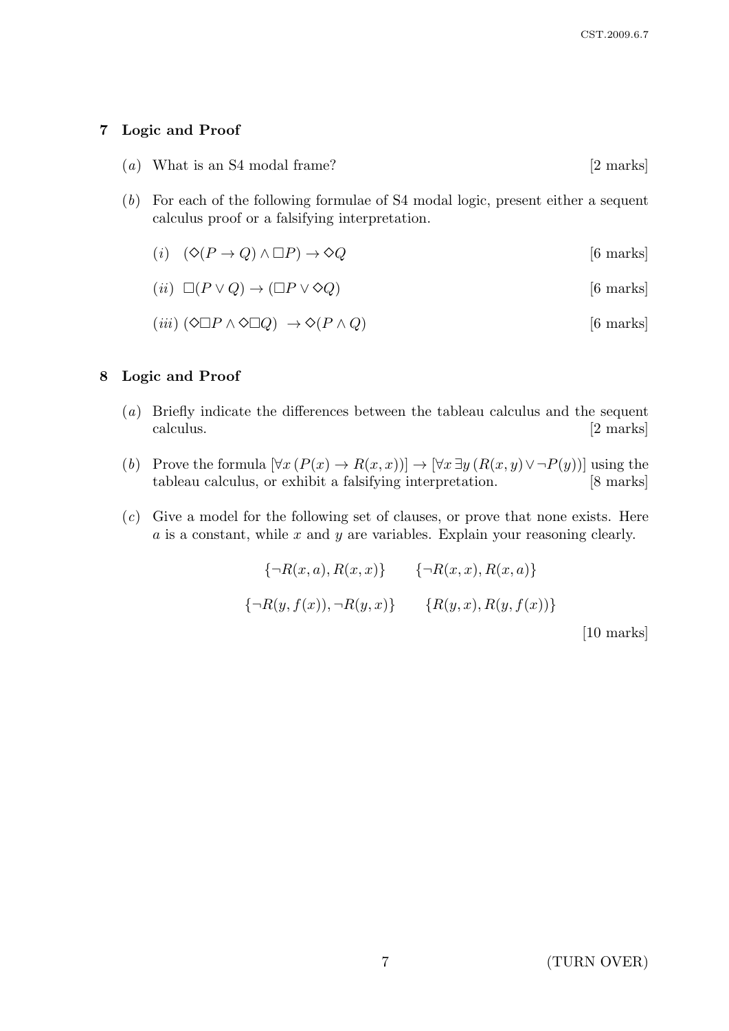## 7 Logic and Proof

(*a*) What is an S4 modal frame? [2 marks]

(*b*) For each of the following formulae of S4 modal logic, present either a sequent calculus proof or a falsifying interpretation.

(*i*) $(\Diamond(P \to Q) \land \Box P) \to \Diamond Q$ [6 marks]

(*ii*) $\Box(P \lor Q) \to (\Box P \lor \Diamond Q)$ [6 marks]

(*iii*) $(\Diamond\Box P \land \Diamond\Box Q) \to \Diamond(P \land Q)$ [6 marks]

## 8 Logic and Proof

(*a*) Briefly indicate the differences between the tableau calculus and the sequent calculus. [2 marks]

(*b*) Prove the formula $[\forall x\,(P(x) \to R(x,x))] \to [\forall x\,\exists y\,(R(x,y) \lor \neg P(y))]$ using the tableau calculus, or exhibit a falsifying interpretation. [8 marks]

(*c*) Give a model for the following set of clauses, or prove that none exists. Here $a$ is a constant, while $x$ and $y$ are variables. Explain your reasoning clearly.

$$\{\neg R(x,a), R(x,x)\} \qquad \{\neg R(x,x), R(x,a)\}$$

$$\{\neg R(y,f(x)), \neg R(y,x)\} \qquad \{R(y,x), R(y,f(x))\}$$

[10 marks]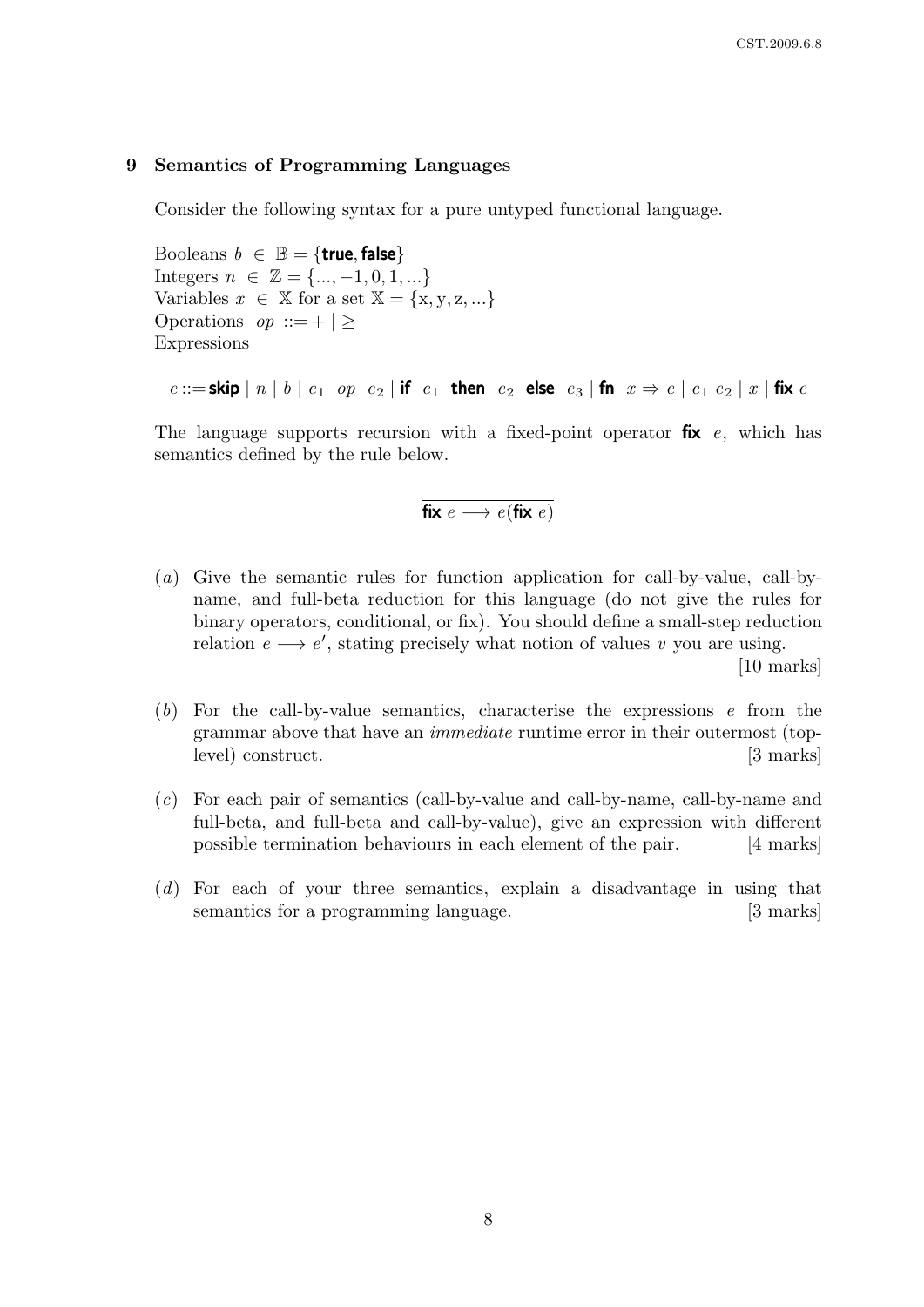## 9 Semantics of Programming Languages

Consider the following syntax for a pure untyped functional language.

Booleans $b \in \mathbb{B} = \{\textbf{true}, \textbf{false}\}$
Integers $n \in \mathbb{Z} = \{..., -1, 0, 1, ...\}$
Variables $x \in \mathbb{X}$ for a set $\mathbb{X} = \{\mathrm{x}, \mathrm{y}, \mathrm{z}, ...\}$
Operations $op ::= + \mid \geq$
Expressions

$$e ::= \textbf{skip} \mid n \mid b \mid e_1 \;\; op \;\; e_2 \mid \textbf{if} \;\; e_1 \;\; \textbf{then} \;\; e_2 \;\; \textbf{else} \;\; e_3 \mid \textbf{fn} \;\; x \Rightarrow e \mid e_1 \; e_2 \mid x \mid \textbf{fix} \; e$$

The language supports recursion with a fixed-point operator **fix** $e$, which has semantics defined by the rule below.

$$\overline{\textbf{fix} \; e \longrightarrow e(\textbf{fix} \; e)}$$

(*a*) Give the semantic rules for function application for call-by-value, call-by-name, and full-beta reduction for this language (do not give the rules for binary operators, conditional, or fix). You should define a small-step reduction relation $e \longrightarrow e'$, stating precisely what notion of values $v$ you are using. [10 marks]

(*b*) For the call-by-value semantics, characterise the expressions $e$ from the grammar above that have an *immediate* runtime error in their outermost (top-level) construct. [3 marks]

(*c*) For each pair of semantics (call-by-value and call-by-name, call-by-name and full-beta, and full-beta and call-by-value), give an expression with different possible termination behaviours in each element of the pair. [4 marks]

(*d*) For each of your three semantics, explain a disadvantage in using that semantics for a programming language. [3 marks]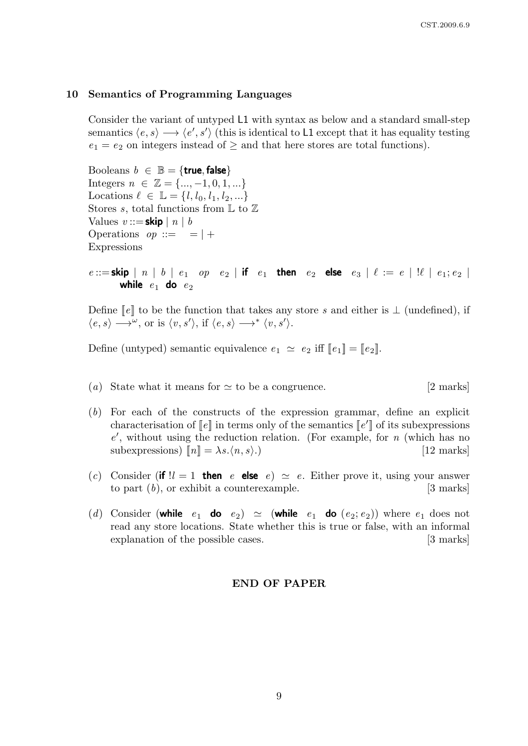## 10 Semantics of Programming Languages

Consider the variant of untyped L1 with syntax as below and a standard small-step semantics $\langle e, s\rangle \longrightarrow \langle e', s'\rangle$ (this is identical to L1 except that it has equality testing $e_1 = e_2$ on integers instead of $\geq$ and that here stores are total functions).

Booleans $b \in \mathbb{B} = \{\textbf{true}, \textbf{false}\}$
Integers $n \in \mathbb{Z} = \{..., -1, 0, 1, ...\}$
Locations $\ell \in \mathbb{L} = \{l, l_0, l_1, l_2, ...\}$
Stores $s$, total functions from $\mathbb{L}$ to $\mathbb{Z}$
Values $v ::= \textbf{skip} \mid n \mid b$
Operations $op ::= \; = \mid +$
Expressions

$$e ::= \textbf{skip} \mid n \mid b \mid e_1 \;\; op \;\; e_2 \mid \textbf{if} \;\; e_1 \;\; \textbf{then} \;\; e_2 \;\; \textbf{else} \;\; e_3 \mid \ell := e \mid !\ell \mid e_1; e_2 \mid \textbf{while} \;\; e_1 \;\; \textbf{do} \;\; e_2$$

Define $[\![e]\!]$ to be the function that takes any store $s$ and either is $\bot$ (undefined), if $\langle e, s\rangle \longrightarrow^{\omega}$, or is $\langle v, s'\rangle$, if $\langle e, s\rangle \longrightarrow^{*} \langle v, s'\rangle$.

Define (untyped) semantic equivalence $e_1 \simeq e_2$ iff $[\![e_1]\!] = [\![e_2]\!]$.

(*a*) State what it means for $\simeq$ to be a congruence. [2 marks]

(*b*) For each of the constructs of the expression grammar, define an explicit characterisation of $[\![e]\!]$ in terms only of the semantics $[\![e']\!]$ of its subexpressions $e'$, without using the reduction relation. (For example, for $n$ (which has no subexpressions) $[\![n]\!] = \lambda s.\langle n, s\rangle$.) [12 marks]

(*c*) Consider ($\textbf{if} \; !l = 1 \;\; \textbf{then} \;\; e \;\; \textbf{else} \;\; e$) $\simeq$ $e$. Either prove it, using your answer to part (*b*), or exhibit a counterexample. [3 marks]

(*d*) Consider ($\textbf{while} \;\; e_1 \;\; \textbf{do} \;\; e_2$) $\simeq$ ($\textbf{while} \;\; e_1 \;\; \textbf{do} \; (e_2; e_2)$) where $e_1$ does not read any store locations. State whether this is true or false, with an informal explanation of the possible cases. [3 marks]

**END OF PAPER**